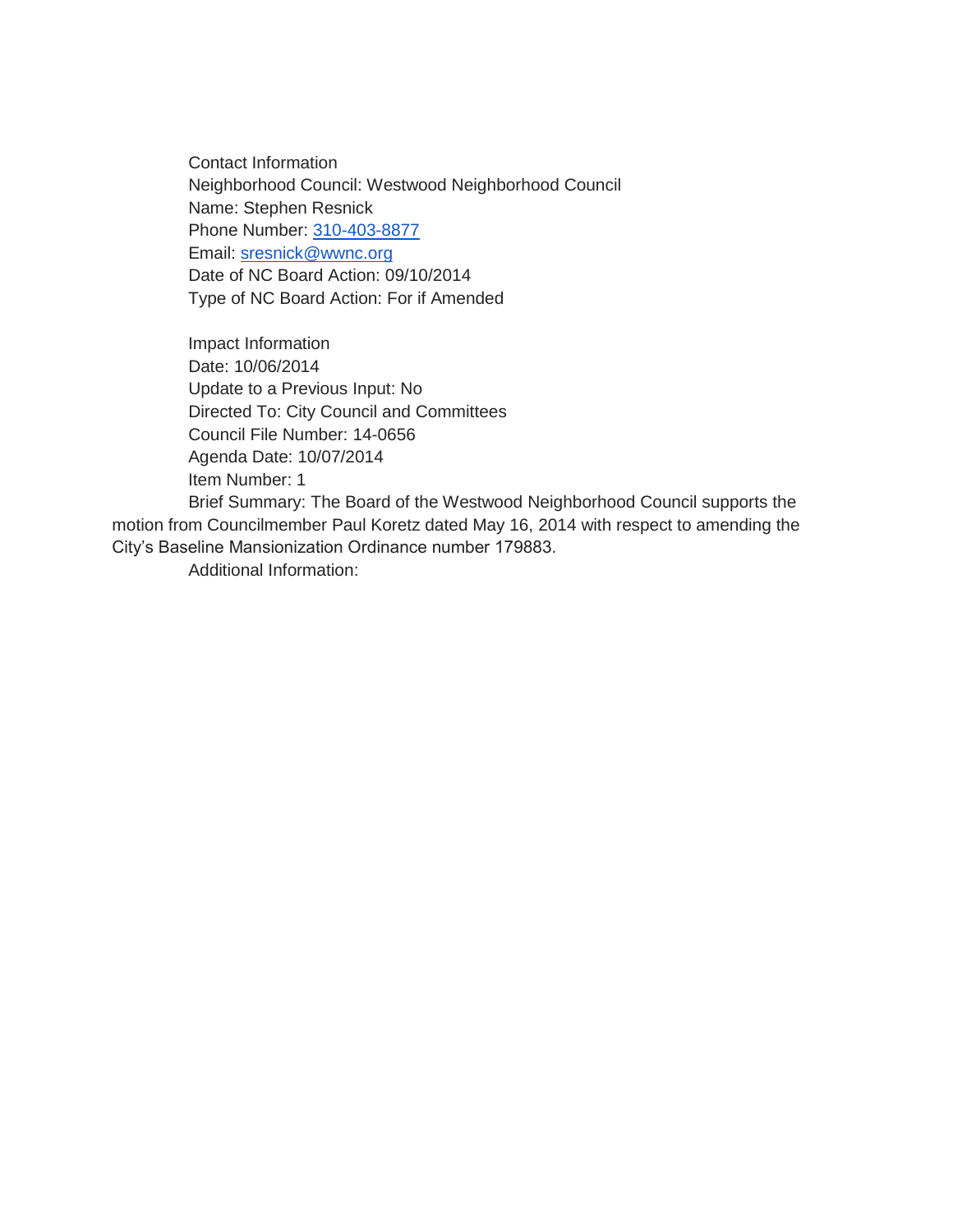Contact Information
Neighborhood Council: Westwood Neighborhood Council
Name: Stephen Resnick
Phone Number: 310-403-8877
Email: sresnick@wwnc.org
Date of NC Board Action: 09/10/2014
Type of NC Board Action: For if Amended

Impact Information
Date: 10/06/2014
Update to a Previous Input: No
Directed To: City Council and Committees
Council File Number: 14-0656
Agenda Date: 10/07/2014
Item Number: 1
Brief Summary: The Board of the Westwood Neighborhood Council supports the motion from Councilmember Paul Koretz dated May 16, 2014 with respect to amending the City's Baseline Mansionization Ordinance number 179883.
Additional Information: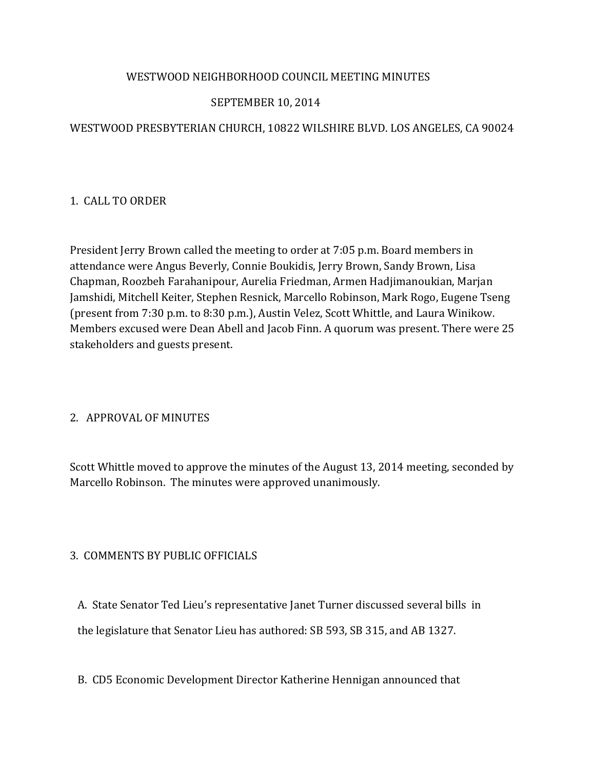# WESTWOOD NEIGHBORHOOD COUNCIL MEETING MINUTES

SEPTEMBER 10, 2014

WESTWOOD PRESBYTERIAN CHURCH, 10822 WILSHIRE BLVD. LOS ANGELES, CA 90024

## 1. CALL TO ORDER

President Jerry Brown called the meeting to order at 7:05 p.m. Board members in attendance were Angus Beverly, Connie Boukidis, Jerry Brown, Sandy Brown, Lisa Chapman, Roozbeh Farahanipour, Aurelia Friedman, Armen Hadjimanoukian, Marjan Jamshidi, Mitchell Keiter, Stephen Resnick, Marcello Robinson, Mark Rogo, Eugene Tseng (present from 7:30 p.m. to 8:30 p.m.), Austin Velez, Scott Whittle, and Laura Winikow. Members excused were Dean Abell and Jacob Finn. A quorum was present. There were 25 stakeholders and guests present.

## 2. APPROVAL OF MINUTES

Scott Whittle moved to approve the minutes of the August 13, 2014 meeting, seconded by Marcello Robinson. The minutes were approved unanimously.

## 3. COMMENTS BY PUBLIC OFFICIALS

A. State Senator Ted Lieu's representative Janet Turner discussed several bills in the legislature that Senator Lieu has authored: SB 593, SB 315, and AB 1327.

B. CD5 Economic Development Director Katherine Hennigan announced that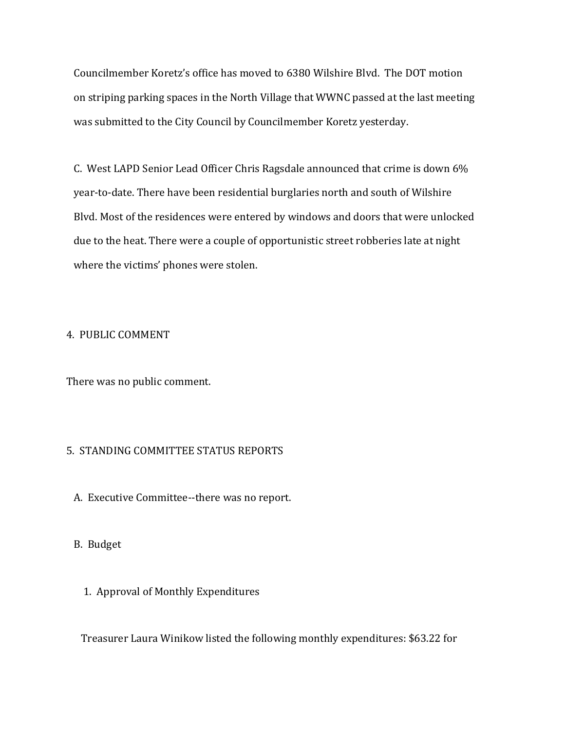Councilmember Koretz's office has moved to 6380 Wilshire Blvd. The DOT motion on striping parking spaces in the North Village that WWNC passed at the last meeting was submitted to the City Council by Councilmember Koretz yesterday.

C. West LAPD Senior Lead Officer Chris Ragsdale announced that crime is down 6% year-to-date. There have been residential burglaries north and south of Wilshire Blvd. Most of the residences were entered by windows and doors that were unlocked due to the heat. There were a couple of opportunistic street robberies late at night where the victims' phones were stolen.

4. PUBLIC COMMENT

There was no public comment.

5. STANDING COMMITTEE STATUS REPORTS

A. Executive Committee--there was no report.

B. Budget

1. Approval of Monthly Expenditures

Treasurer Laura Winikow listed the following monthly expenditures: $63.22 for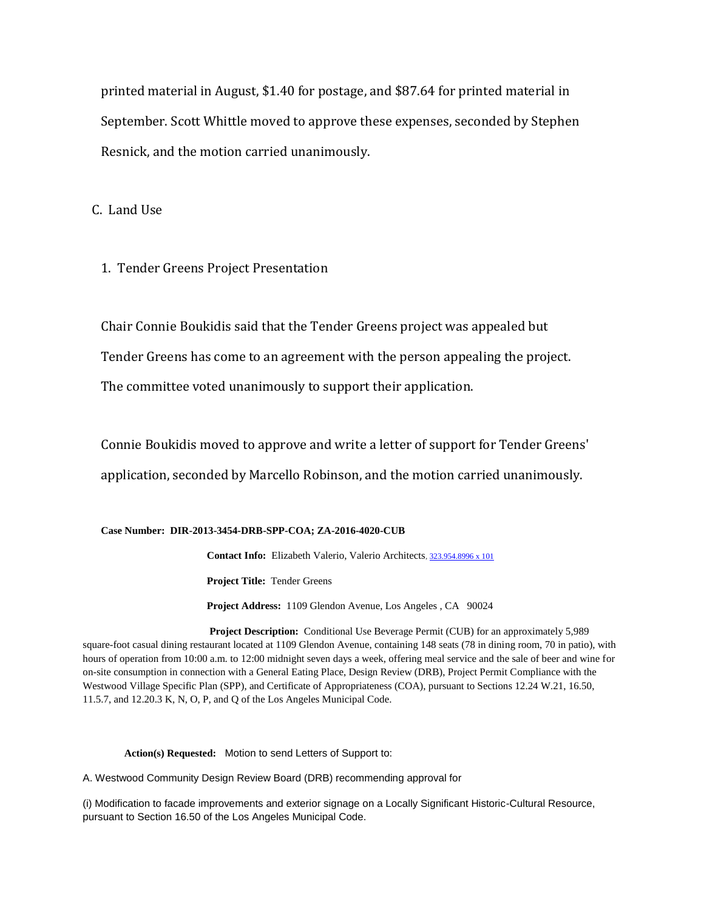printed material in August, $1.40 for postage, and $87.64 for printed material in September. Scott Whittle moved to approve these expenses, seconded by Stephen Resnick, and the motion carried unanimously.

C. Land Use

1. Tender Greens Project Presentation

Chair Connie Boukidis said that the Tender Greens project was appealed but Tender Greens has come to an agreement with the person appealing the project. The committee voted unanimously to support their application.

Connie Boukidis moved to approve and write a letter of support for Tender Greens' application, seconded by Marcello Robinson, and the motion carried unanimously.

**Case Number: DIR-2013-3454-DRB-SPP-COA; ZA-2016-4020-CUB**

**Contact Info:** Elizabeth Valerio, Valerio Architects, 323.954.8996 x 101

**Project Title:** Tender Greens

**Project Address:** 1109 Glendon Avenue, Los Angeles , CA 90024

**Project Description:** Conditional Use Beverage Permit (CUB) for an approximately 5,989 square-foot casual dining restaurant located at 1109 Glendon Avenue, containing 148 seats (78 in dining room, 70 in patio), with hours of operation from 10:00 a.m. to 12:00 midnight seven days a week, offering meal service and the sale of beer and wine for on-site consumption in connection with a General Eating Place, Design Review (DRB), Project Permit Compliance with the Westwood Village Specific Plan (SPP), and Certificate of Appropriateness (COA), pursuant to Sections 12.24 W.21, 16.50, 11.5.7, and 12.20.3 K, N, O, P, and Q of the Los Angeles Municipal Code.

**Action(s) Requested:** Motion to send Letters of Support to:

A. Westwood Community Design Review Board (DRB) recommending approval for

(i) Modification to facade improvements and exterior signage on a Locally Significant Historic-Cultural Resource, pursuant to Section 16.50 of the Los Angeles Municipal Code.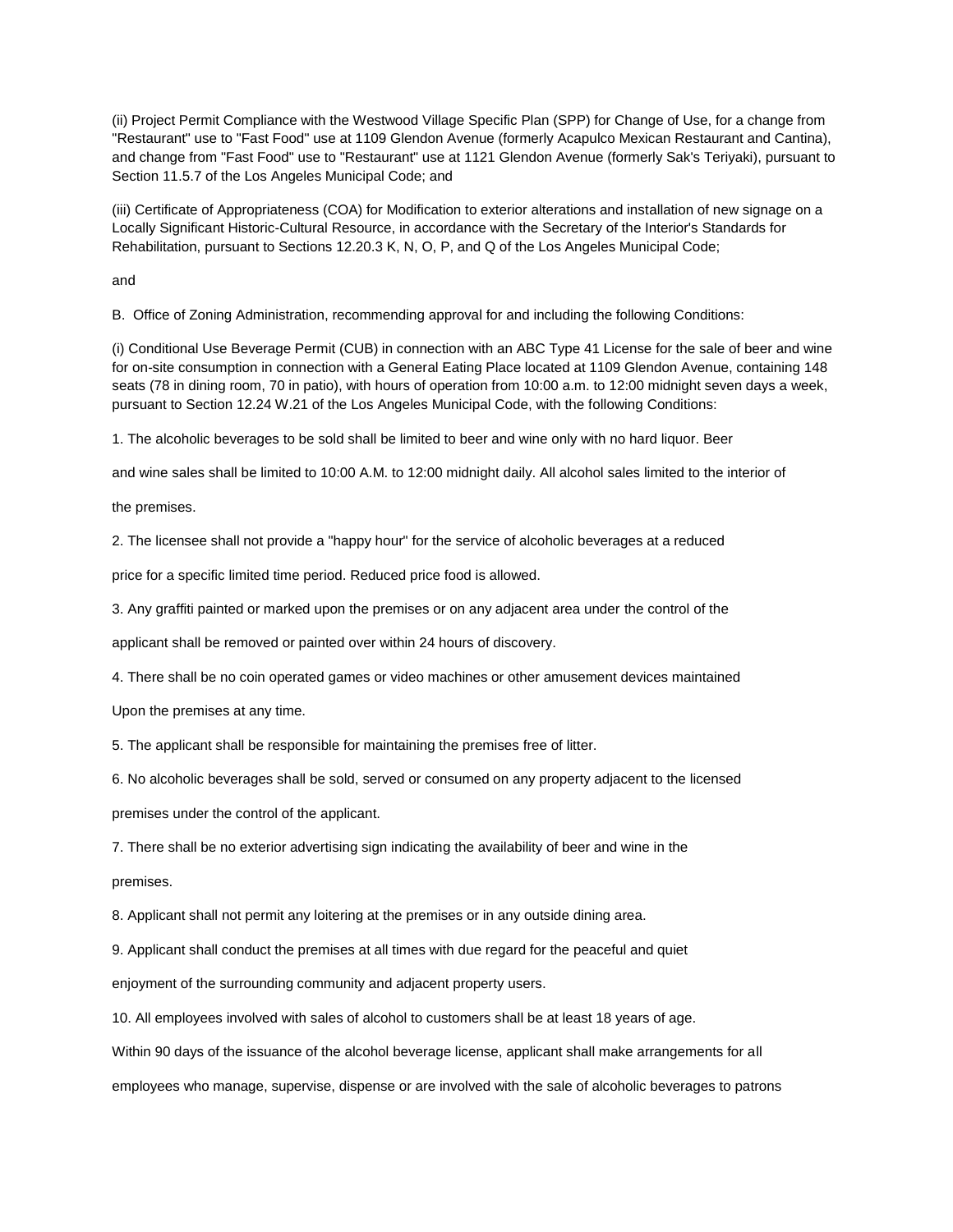(ii) Project Permit Compliance with the Westwood Village Specific Plan (SPP) for Change of Use, for a change from "Restaurant" use to "Fast Food" use at 1109 Glendon Avenue (formerly Acapulco Mexican Restaurant and Cantina), and change from "Fast Food" use to "Restaurant" use at 1121 Glendon Avenue (formerly Sak's Teriyaki), pursuant to Section 11.5.7 of the Los Angeles Municipal Code; and

(iii) Certificate of Appropriateness (COA) for Modification to exterior alterations and installation of new signage on a Locally Significant Historic-Cultural Resource, in accordance with the Secretary of the Interior's Standards for Rehabilitation, pursuant to Sections 12.20.3 K, N, O, P, and Q of the Los Angeles Municipal Code;

and

B. Office of Zoning Administration, recommending approval for and including the following Conditions:

(i) Conditional Use Beverage Permit (CUB) in connection with an ABC Type 41 License for the sale of beer and wine for on-site consumption in connection with a General Eating Place located at 1109 Glendon Avenue, containing 148 seats (78 in dining room, 70 in patio), with hours of operation from 10:00 a.m. to 12:00 midnight seven days a week, pursuant to Section 12.24 W.21 of the Los Angeles Municipal Code, with the following Conditions:

1. The alcoholic beverages to be sold shall be limited to beer and wine only with no hard liquor. Beer and wine sales shall be limited to 10:00 A.M. to 12:00 midnight daily. All alcohol sales limited to the interior of the premises.

2. The licensee shall not provide a "happy hour" for the service of alcoholic beverages at a reduced price for a specific limited time period. Reduced price food is allowed.

3. Any graffiti painted or marked upon the premises or on any adjacent area under the control of the applicant shall be removed or painted over within 24 hours of discovery.

4. There shall be no coin operated games or video machines or other amusement devices maintained Upon the premises at any time.

5. The applicant shall be responsible for maintaining the premises free of litter.

6. No alcoholic beverages shall be sold, served or consumed on any property adjacent to the licensed premises under the control of the applicant.

7. There shall be no exterior advertising sign indicating the availability of beer and wine in the premises.

8. Applicant shall not permit any loitering at the premises or in any outside dining area.

9. Applicant shall conduct the premises at all times with due regard for the peaceful and quiet enjoyment of the surrounding community and adjacent property users.

10. All employees involved with sales of alcohol to customers shall be at least 18 years of age. Within 90 days of the issuance of the alcohol beverage license, applicant shall make arrangements for all employees who manage, supervise, dispense or are involved with the sale of alcoholic beverages to patrons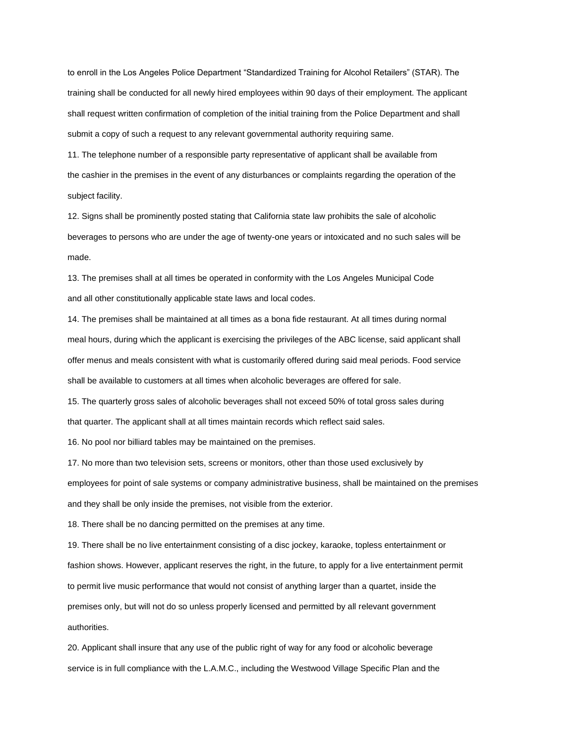to enroll in the Los Angeles Police Department “Standardized Training for Alcohol Retailers” (STAR). The training shall be conducted for all newly hired employees within 90 days of their employment. The applicant shall request written confirmation of completion of the initial training from the Police Department and shall submit a copy of such a request to any relevant governmental authority requiring same.

11. The telephone number of a responsible party representative of applicant shall be available from the cashier in the premises in the event of any disturbances or complaints regarding the operation of the subject facility.

12. Signs shall be prominently posted stating that California state law prohibits the sale of alcoholic beverages to persons who are under the age of twenty-one years or intoxicated and no such sales will be made.

13. The premises shall at all times be operated in conformity with the Los Angeles Municipal Code and all other constitutionally applicable state laws and local codes.

14. The premises shall be maintained at all times as a bona fide restaurant. At all times during normal meal hours, during which the applicant is exercising the privileges of the ABC license, said applicant shall offer menus and meals consistent with what is customarily offered during said meal periods. Food service shall be available to customers at all times when alcoholic beverages are offered for sale.

15. The quarterly gross sales of alcoholic beverages shall not exceed 50% of total gross sales during that quarter. The applicant shall at all times maintain records which reflect said sales.

16. No pool nor billiard tables may be maintained on the premises.

17. No more than two television sets, screens or monitors, other than those used exclusively by employees for point of sale systems or company administrative business, shall be maintained on the premises and they shall be only inside the premises, not visible from the exterior.

18. There shall be no dancing permitted on the premises at any time.

19. There shall be no live entertainment consisting of a disc jockey, karaoke, topless entertainment or fashion shows. However, applicant reserves the right, in the future, to apply for a live entertainment permit to permit live music performance that would not consist of anything larger than a quartet, inside the premises only, but will not do so unless properly licensed and permitted by all relevant government authorities.

20. Applicant shall insure that any use of the public right of way for any food or alcoholic beverage service is in full compliance with the L.A.M.C., including the Westwood Village Specific Plan and the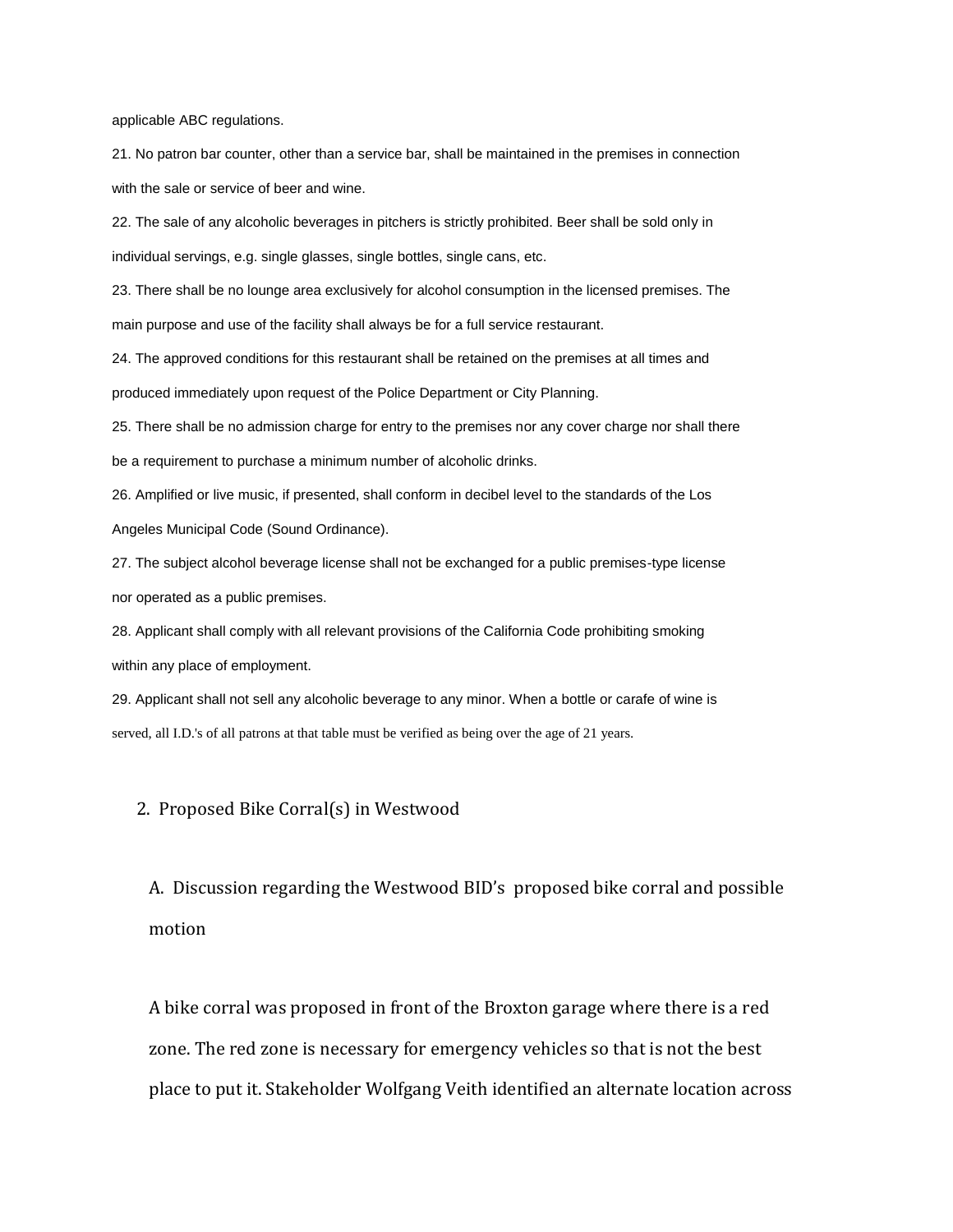applicable ABC regulations.

21. No patron bar counter, other than a service bar, shall be maintained in the premises in connection with the sale or service of beer and wine.

22. The sale of any alcoholic beverages in pitchers is strictly prohibited. Beer shall be sold only in individual servings, e.g. single glasses, single bottles, single cans, etc.

23. There shall be no lounge area exclusively for alcohol consumption in the licensed premises. The main purpose and use of the facility shall always be for a full service restaurant.

24. The approved conditions for this restaurant shall be retained on the premises at all times and produced immediately upon request of the Police Department or City Planning.

25. There shall be no admission charge for entry to the premises nor any cover charge nor shall there be a requirement to purchase a minimum number of alcoholic drinks.

26. Amplified or live music, if presented, shall conform in decibel level to the standards of the Los Angeles Municipal Code (Sound Ordinance).

27. The subject alcohol beverage license shall not be exchanged for a public premises-type license nor operated as a public premises.

28. Applicant shall comply with all relevant provisions of the California Code prohibiting smoking within any place of employment.

29. Applicant shall not sell any alcoholic beverage to any minor. When a bottle or carafe of wine is served, all I.D.'s of all patrons at that table must be verified as being over the age of 21 years.

## 2. Proposed Bike Corral(s) in Westwood

### A. Discussion regarding the Westwood BID's proposed bike corral and possible motion

A bike corral was proposed in front of the Broxton garage where there is a red zone. The red zone is necessary for emergency vehicles so that is not the best place to put it. Stakeholder Wolfgang Veith identified an alternate location across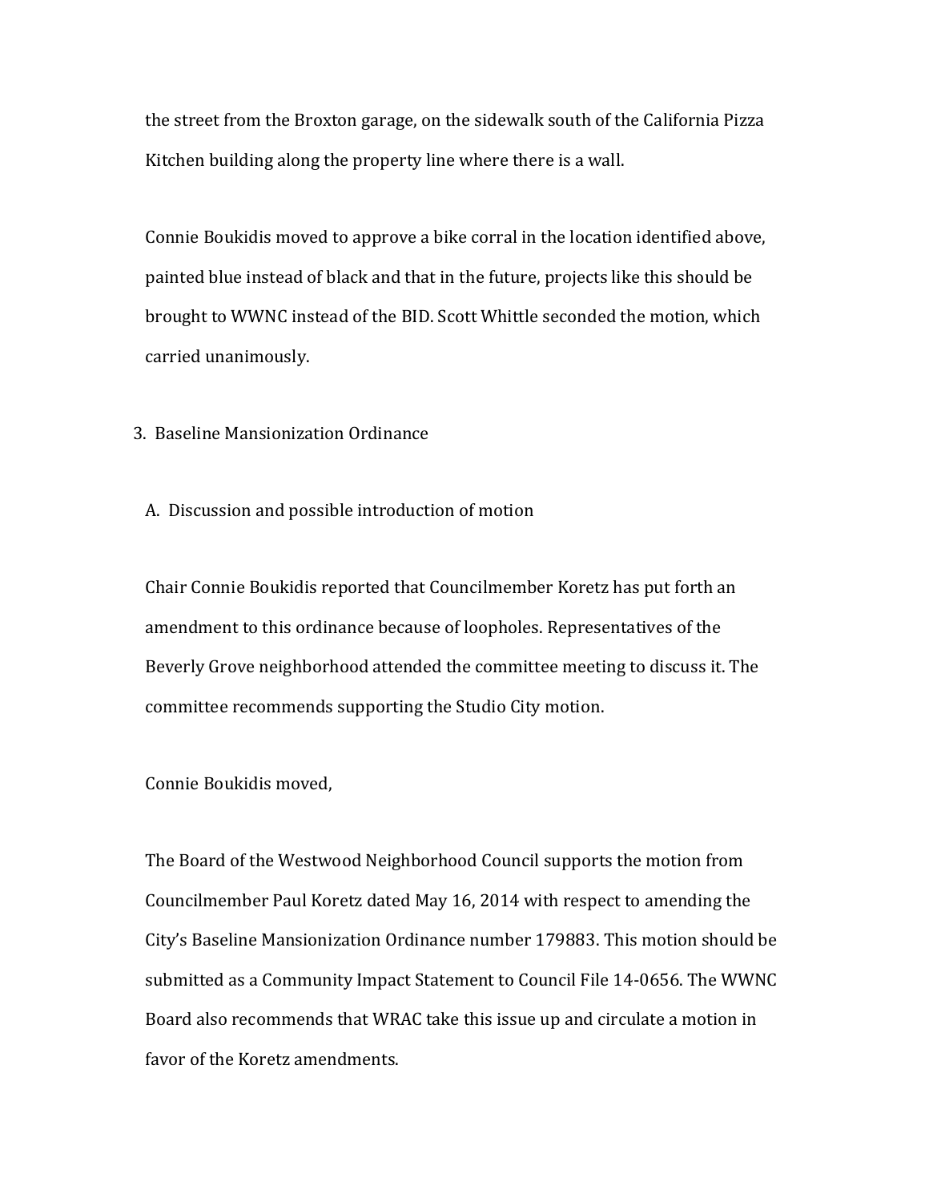the street from the Broxton garage, on the sidewalk south of the California Pizza Kitchen building along the property line where there is a wall.

Connie Boukidis moved to approve a bike corral in the location identified above, painted blue instead of black and that in the future, projects like this should be brought to WWNC instead of the BID. Scott Whittle seconded the motion, which carried unanimously.

3. Baseline Mansionization Ordinance

A. Discussion and possible introduction of motion

Chair Connie Boukidis reported that Councilmember Koretz has put forth an amendment to this ordinance because of loopholes. Representatives of the Beverly Grove neighborhood attended the committee meeting to discuss it. The committee recommends supporting the Studio City motion.

Connie Boukidis moved,

The Board of the Westwood Neighborhood Council supports the motion from Councilmember Paul Koretz dated May 16, 2014 with respect to amending the City's Baseline Mansionization Ordinance number 179883. This motion should be submitted as a Community Impact Statement to Council File 14-0656. The WWNC Board also recommends that WRAC take this issue up and circulate a motion in favor of the Koretz amendments.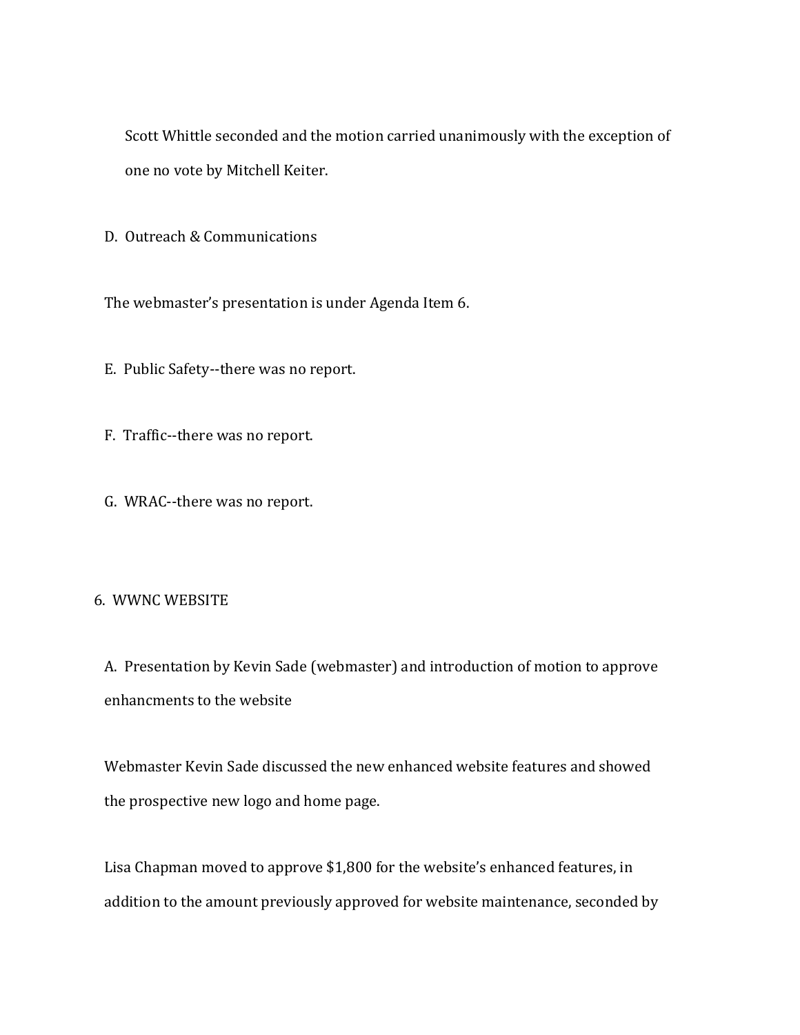Scott Whittle seconded and the motion carried unanimously with the exception of one no vote by Mitchell Keiter.

D. Outreach & Communications

The webmaster's presentation is under Agenda Item 6.

E. Public Safety--there was no report.

F. Traffic--there was no report.

G. WRAC--there was no report.

6. WWNC WEBSITE

A. Presentation by Kevin Sade (webmaster) and introduction of motion to approve enhancments to the website

Webmaster Kevin Sade discussed the new enhanced website features and showed the prospective new logo and home page.

Lisa Chapman moved to approve $1,800 for the website's enhanced features, in addition to the amount previously approved for website maintenance, seconded by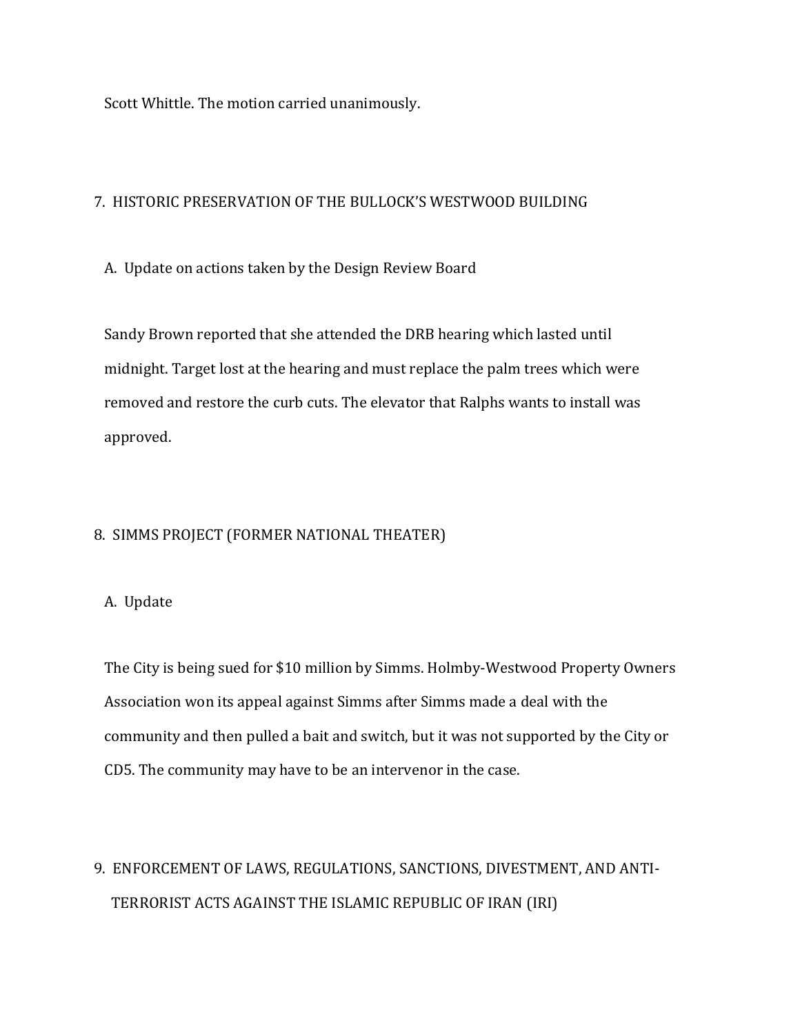Scott Whittle. The motion carried unanimously.

7. HISTORIC PRESERVATION OF THE BULLOCK'S WESTWOOD BUILDING

A. Update on actions taken by the Design Review Board

Sandy Brown reported that she attended the DRB hearing which lasted until midnight. Target lost at the hearing and must replace the palm trees which were removed and restore the curb cuts. The elevator that Ralphs wants to install was approved.

8. SIMMS PROJECT (FORMER NATIONAL THEATER)

A. Update

The City is being sued for $10 million by Simms. Holmby-Westwood Property Owners Association won its appeal against Simms after Simms made a deal with the community and then pulled a bait and switch, but it was not supported by the City or CD5. The community may have to be an intervenor in the case.

9. ENFORCEMENT OF LAWS, REGULATIONS, SANCTIONS, DIVESTMENT, AND ANTI-TERRORIST ACTS AGAINST THE ISLAMIC REPUBLIC OF IRAN (IRI)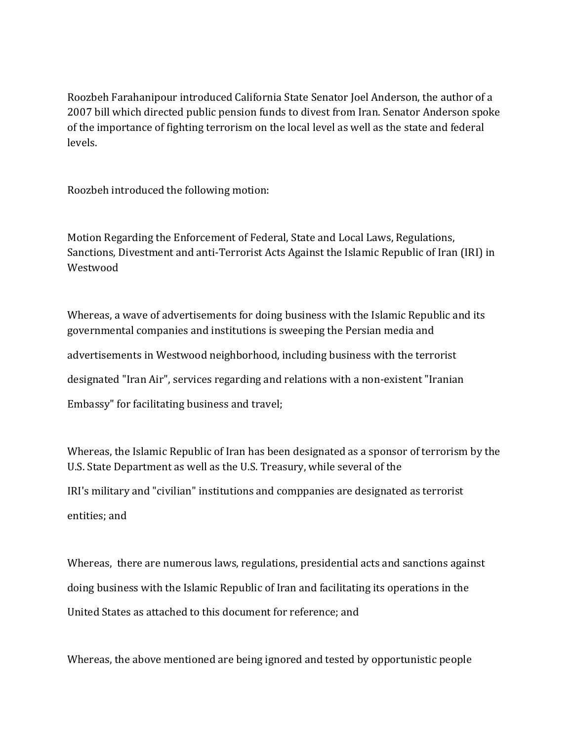Roozbeh Farahanipour introduced California State Senator Joel Anderson, the author of a 2007 bill which directed public pension funds to divest from Iran. Senator Anderson spoke of the importance of fighting terrorism on the local level as well as the state and federal levels.

Roozbeh introduced the following motion:

Motion Regarding the Enforcement of Federal, State and Local Laws, Regulations, Sanctions, Divestment and anti-Terrorist Acts Against the Islamic Republic of Iran (IRI) in Westwood

Whereas, a wave of advertisements for doing business with the Islamic Republic and its governmental companies and institutions is sweeping the Persian media and advertisements in Westwood neighborhood, including business with the terrorist designated "Iran Air", services regarding and relations with a non-existent "Iranian Embassy" for facilitating business and travel;

Whereas, the Islamic Republic of Iran has been designated as a sponsor of terrorism by the U.S. State Department as well as the U.S. Treasury, while several of the IRI's military and "civilian" institutions and comppanies are designated as terrorist entities; and

Whereas, there are numerous laws, regulations, presidential acts and sanctions against doing business with the Islamic Republic of Iran and facilitating its operations in the United States as attached to this document for reference; and

Whereas, the above mentioned are being ignored and tested by opportunistic people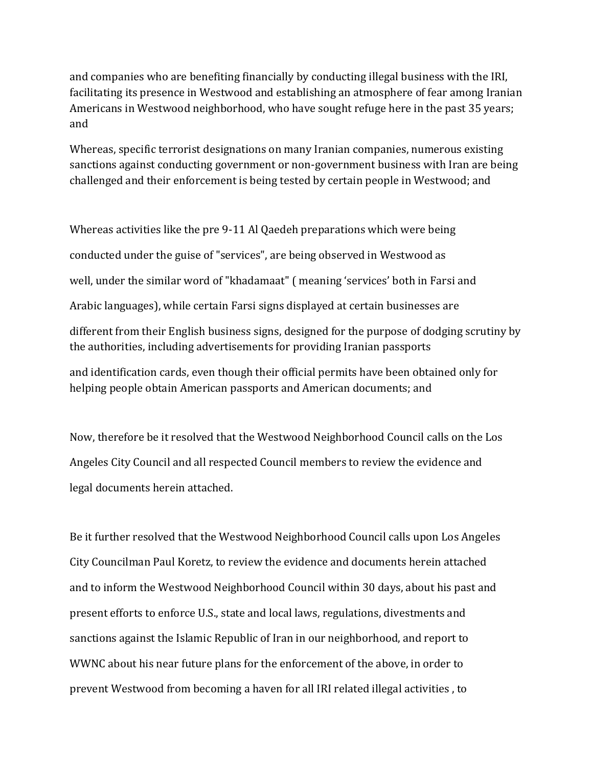and companies who are benefiting financially by conducting illegal business with the IRI, facilitating its presence in Westwood and establishing an atmosphere of fear among Iranian Americans in Westwood neighborhood, who have sought refuge here in the past 35 years; and

Whereas, specific terrorist designations on many Iranian companies, numerous existing sanctions against conducting government or non-government business with Iran are being challenged and their enforcement is being tested by certain people in Westwood; and

Whereas activities like the pre 9-11 Al Qaedeh preparations which were being conducted under the guise of "services", are being observed in Westwood as well, under the similar word of "khadamaat" ( meaning 'services' both in Farsi and Arabic languages), while certain Farsi signs displayed at certain businesses are different from their English business signs, designed for the purpose of dodging scrutiny by the authorities, including advertisements for providing Iranian passports and identification cards, even though their official permits have been obtained only for helping people obtain American passports and American documents; and

Now, therefore be it resolved that the Westwood Neighborhood Council calls on the Los Angeles City Council and all respected Council members to review the evidence and legal documents herein attached.

Be it further resolved that the Westwood Neighborhood Council calls upon Los Angeles City Councilman Paul Koretz, to review the evidence and documents herein attached and to inform the Westwood Neighborhood Council within 30 days, about his past and present efforts to enforce U.S., state and local laws, regulations, divestments and sanctions against the Islamic Republic of Iran in our neighborhood, and report to WWNC about his near future plans for the enforcement of the above, in order to prevent Westwood from becoming a haven for all IRI related illegal activities , to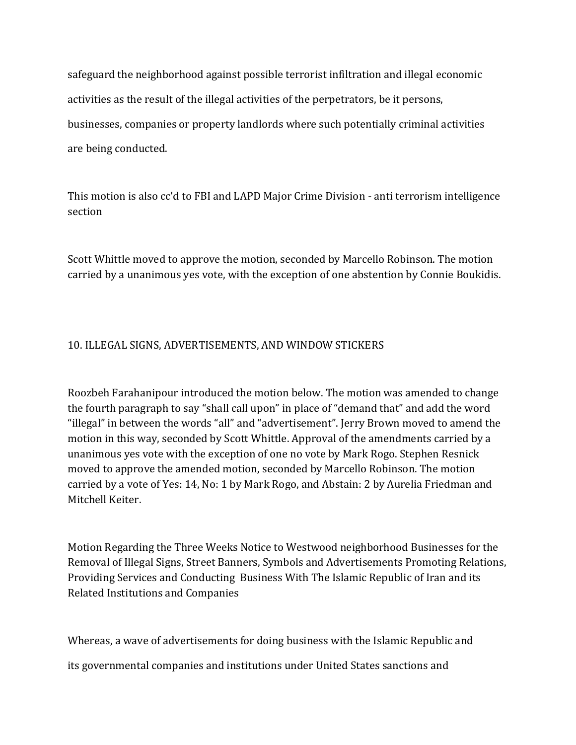safeguard the neighborhood against possible terrorist infiltration and illegal economic activities as the result of the illegal activities of the perpetrators, be it persons, businesses, companies or property landlords where such potentially criminal activities are being conducted.

This motion is also cc'd to FBI and LAPD Major Crime Division - anti terrorism intelligence section

Scott Whittle moved to approve the motion, seconded by Marcello Robinson. The motion carried by a unanimous yes vote, with the exception of one abstention by Connie Boukidis.

10. ILLEGAL SIGNS, ADVERTISEMENTS, AND WINDOW STICKERS

Roozbeh Farahanipour introduced the motion below. The motion was amended to change the fourth paragraph to say "shall call upon" in place of "demand that" and add the word "illegal" in between the words "all" and "advertisement". Jerry Brown moved to amend the motion in this way, seconded by Scott Whittle. Approval of the amendments carried by a unanimous yes vote with the exception of one no vote by Mark Rogo. Stephen Resnick moved to approve the amended motion, seconded by Marcello Robinson. The motion carried by a vote of Yes: 14, No: 1 by Mark Rogo, and Abstain: 2 by Aurelia Friedman and Mitchell Keiter.

Motion Regarding the Three Weeks Notice to Westwood neighborhood Businesses for the Removal of Illegal Signs, Street Banners, Symbols and Advertisements Promoting Relations, Providing Services and Conducting Business With The Islamic Republic of Iran and its Related Institutions and Companies

Whereas, a wave of advertisements for doing business with the Islamic Republic and its governmental companies and institutions under United States sanctions and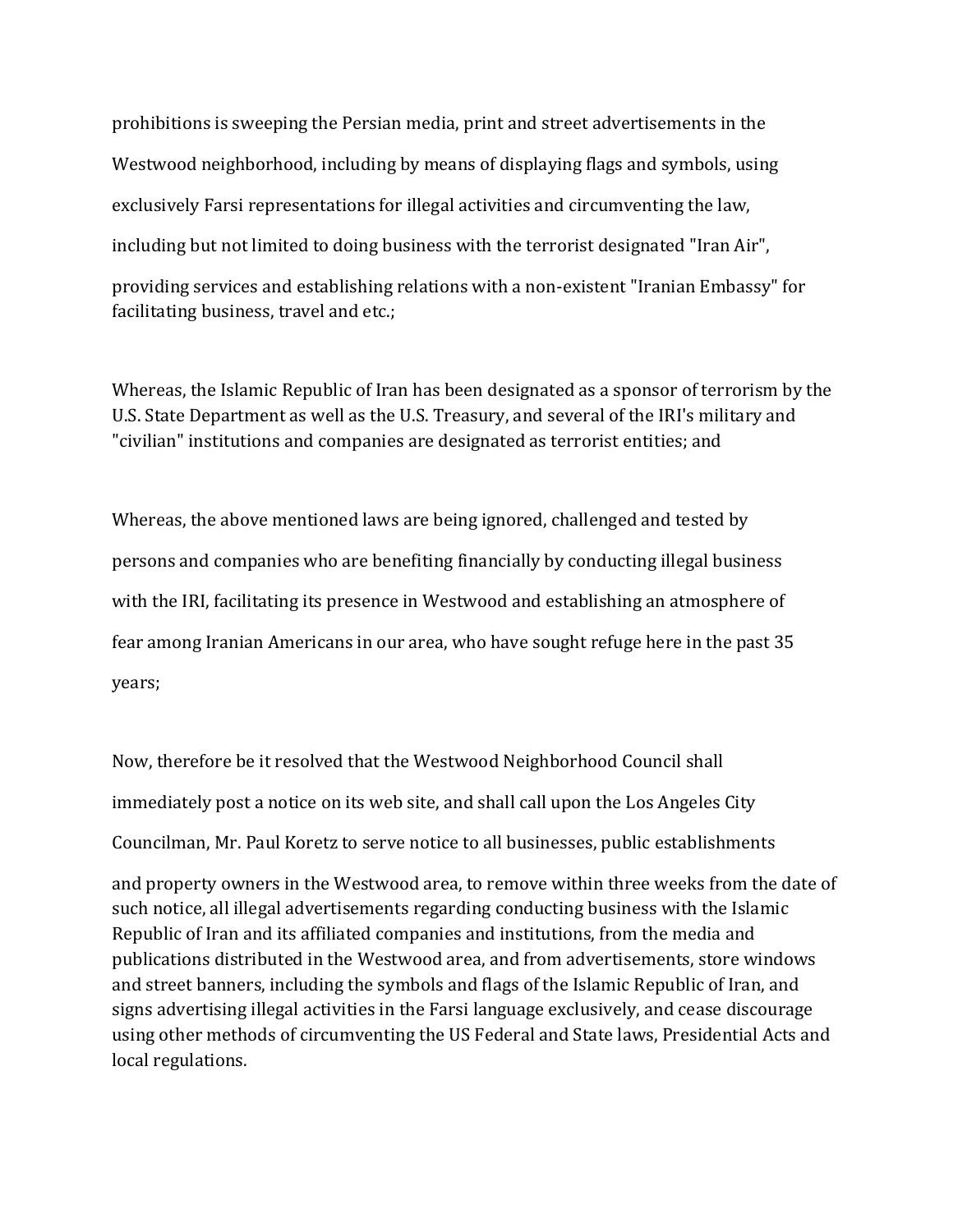prohibitions is sweeping the Persian media, print and street advertisements in the Westwood neighborhood, including by means of displaying flags and symbols, using exclusively Farsi representations for illegal activities and circumventing the law, including but not limited to doing business with the terrorist designated "Iran Air", providing services and establishing relations with a non-existent "Iranian Embassy" for facilitating business, travel and etc.;

Whereas, the Islamic Republic of Iran has been designated as a sponsor of terrorism by the U.S. State Department as well as the U.S. Treasury, and several of the IRI's military and "civilian" institutions and companies are designated as terrorist entities; and

Whereas, the above mentioned laws are being ignored, challenged and tested by persons and companies who are benefiting financially by conducting illegal business with the IRI, facilitating its presence in Westwood and establishing an atmosphere of fear among Iranian Americans in our area, who have sought refuge here in the past 35 years;

Now, therefore be it resolved that the Westwood Neighborhood Council shall immediately post a notice on its web site, and shall call upon the Los Angeles City Councilman, Mr. Paul Koretz to serve notice to all businesses, public establishments and property owners in the Westwood area, to remove within three weeks from the date of such notice, all illegal advertisements regarding conducting business with the Islamic Republic of Iran and its affiliated companies and institutions, from the media and publications distributed in the Westwood area, and from advertisements, store windows and street banners, including the symbols and flags of the Islamic Republic of Iran, and signs advertising illegal activities in the Farsi language exclusively, and cease discourage using other methods of circumventing the US Federal and State laws, Presidential Acts and local regulations.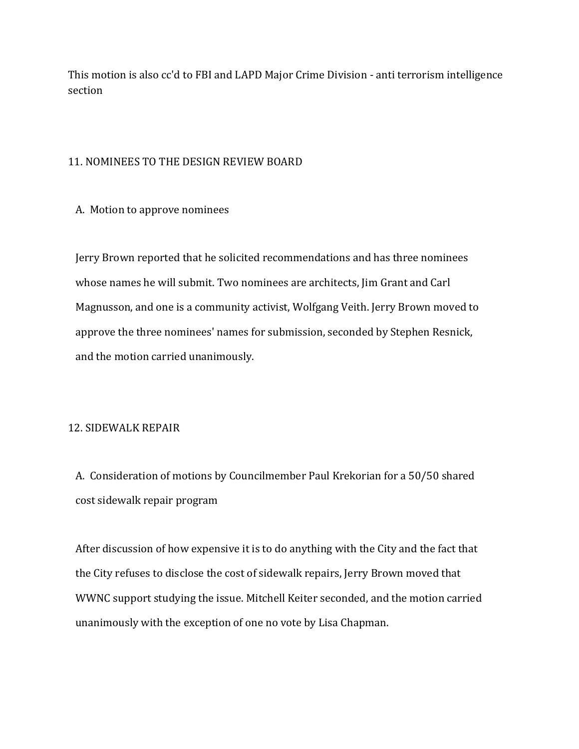This motion is also cc'd to FBI and LAPD Major Crime Division - anti terrorism intelligence section

## 11. NOMINEES TO THE DESIGN REVIEW BOARD

A. Motion to approve nominees

Jerry Brown reported that he solicited recommendations and has three nominees whose names he will submit. Two nominees are architects, Jim Grant and Carl Magnusson, and one is a community activist, Wolfgang Veith. Jerry Brown moved to approve the three nominees' names for submission, seconded by Stephen Resnick, and the motion carried unanimously.

## 12. SIDEWALK REPAIR

A. Consideration of motions by Councilmember Paul Krekorian for a 50/50 shared cost sidewalk repair program

After discussion of how expensive it is to do anything with the City and the fact that the City refuses to disclose the cost of sidewalk repairs, Jerry Brown moved that WWNC support studying the issue. Mitchell Keiter seconded, and the motion carried unanimously with the exception of one no vote by Lisa Chapman.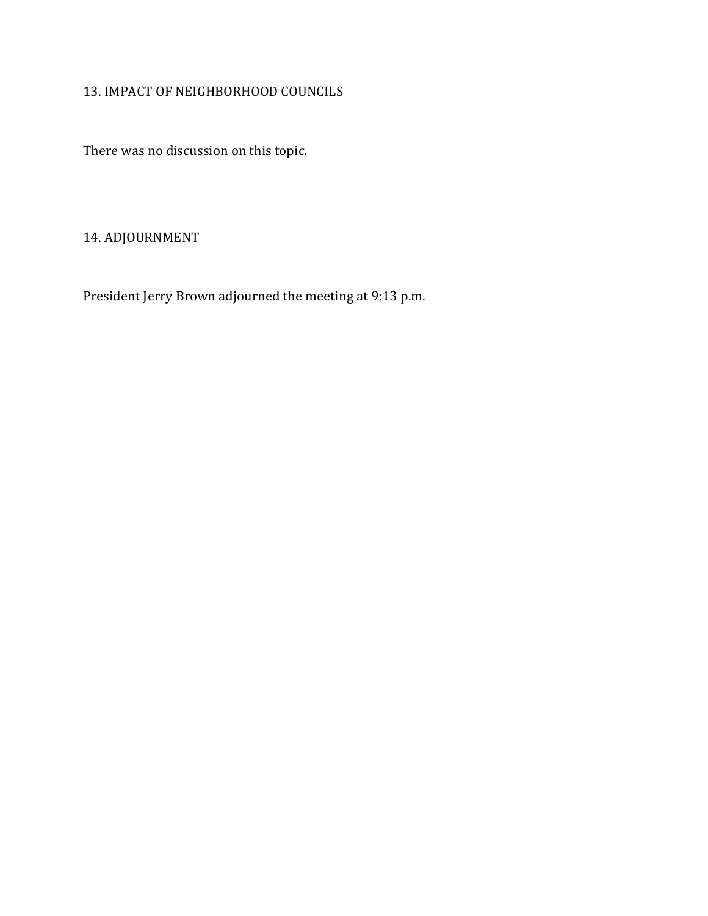## 13. IMPACT OF NEIGHBORHOOD COUNCILS

There was no discussion on this topic.

## 14. ADJOURNMENT

President Jerry Brown adjourned the meeting at 9:13 p.m.